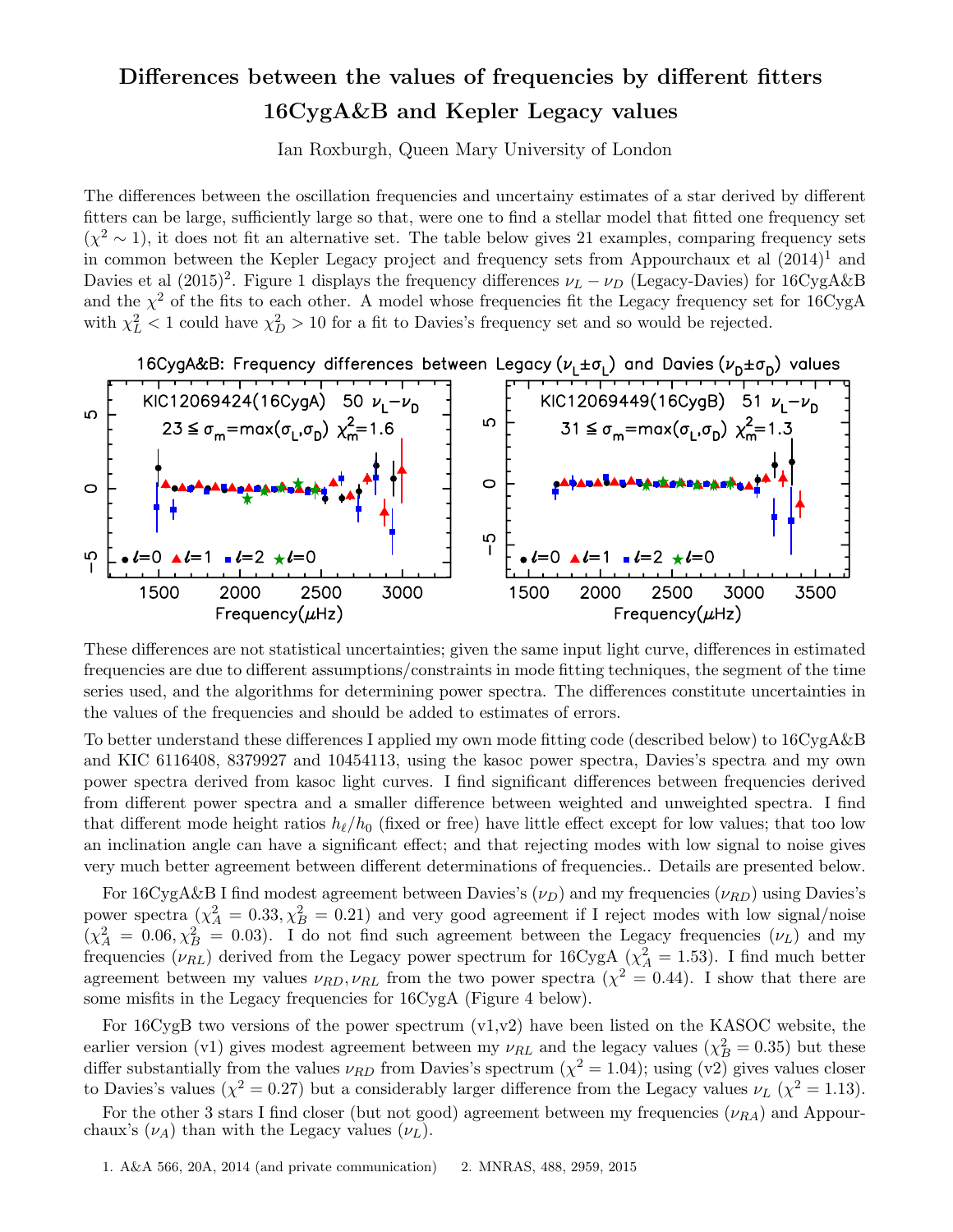# Differences between the values of frequencies by different fitters
## 16CygA&B and Kepler Legacy values

Ian Roxburgh, Queen Mary University of London

The differences between the oscillation frequencies and uncertainy estimates of a star derived by different fitters can be large, sufficiently large so that, were one to find a stellar model that fitted one frequency set ($\chi^2 \sim 1$), it does not fit an alternative set. The table below gives 21 examples, comparing frequency sets in common between the Kepler Legacy project and frequency sets from Appourchaux et al (2014)[1] and Davies et al (2015)[2]. Figure 1 displays the frequency differences $\nu_L - \nu_D$ (Legacy-Davies) for 16CygA&B and the $\chi^2$ of the fits to each other. A model whose frequencies fit the Legacy frequency set for 16CygA with $\chi^2_L < 1$ could have $\chi^2_D > 10$ for a fit to Davies's frequency set and so would be rejected.

16CygA&B: Frequency differences between Legacy ($\nu_L \pm \sigma_L$) and Davies ($\nu_D \pm \sigma_D$) values

These differences are not statistical uncertainties; given the same input light curve, differences in estimated frequencies are due to different assumptions/constraints in mode fitting techniques, the segment of the time series used, and the algorithms for determining power spectra. The differences constitute uncertainties in the values of the frequencies and should be added to estimates of errors.

To better understand these differences I applied my own mode fitting code (described below) to 16CygA&B and KIC 6116408, 8379927 and 10454113, using the kasoc power spectra, Davies's spectra and my own power spectra derived from kasoc light curves. I find significant differences between frequencies derived from different power spectra and a smaller difference between weighted and unweighted spectra. I find that different mode height ratios $h_\ell/h_0$ (fixed or free) have little effect except for low values; that too low an inclination angle can have a significant effect; and that rejecting modes with low signal to noise gives very much better agreement between different determinations of frequencies.. Details are presented below.

For 16CygA&B I find modest agreement between Davies's ($\nu_D$) and my frequencies ($\nu_{RD}$) using Davies's power spectra ($\chi^2_A = 0.33, \chi^2_B = 0.21$) and very good agreement if I reject modes with low signal/noise ($\chi^2_A = 0.06, \chi^2_B = 0.03$). I do not find such agreement between the Legacy frequencies ($\nu_L$) and my frequencies ($\nu_{RL}$) derived from the Legacy power spectrum for 16CygA ($\chi^2_A = 1.53$). I find much better agreement between my values $\nu_{RD}, \nu_{RL}$ from the two power spectra ($\chi^2 = 0.44$). I show that there are some misfits in the Legacy frequencies for 16CygA (Figure 4 below).

For 16CygB two versions of the power spectrum (v1,v2) have been listed on the KASOC website, the earlier version (v1) gives modest agreement between my $\nu_{RL}$ and the legacy values ($\chi^2_B = 0.35$) but these differ substantially from the values $\nu_{RD}$ from Davies's spectrum ($\chi^2 = 1.04$); using (v2) gives values closer to Davies's values ($\chi^2 = 0.27$) but a considerably larger difference from the Legacy values $\nu_L$ ($\chi^2 = 1.13$).

For the other 3 stars I find closer (but not good) agreement between my frequencies ($\nu_{RA}$) and Appourchaux's ($\nu_A$) than with the Legacy values ($\nu_L$).

1. A&A 566, 20A, 2014 (and private communication) 2. MNRAS, 488, 2959, 2015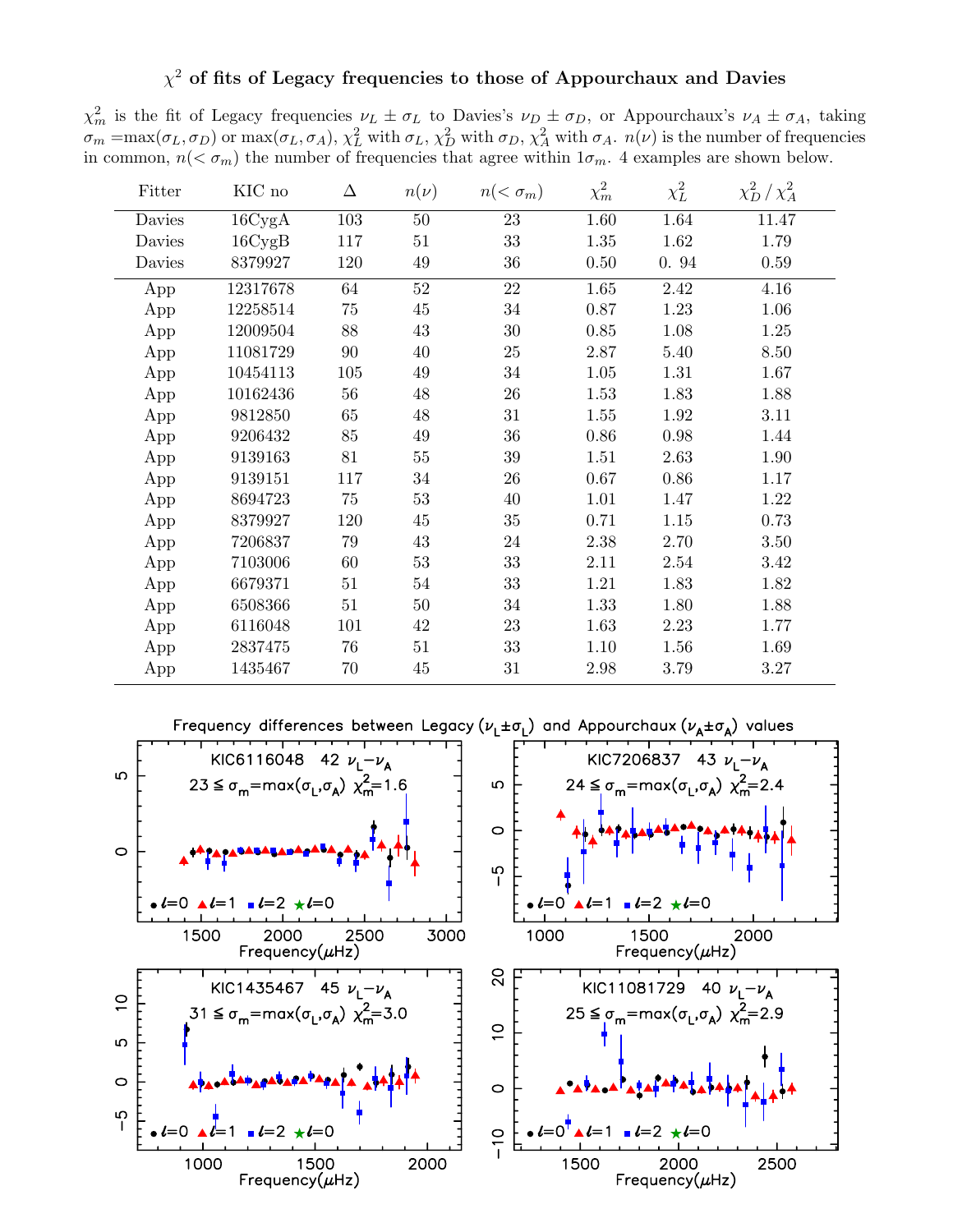## $\chi^2$ of fits of Legacy frequencies to those of Appourchaux and Davies

$\chi^2_m$ is the fit of Legacy frequencies $\nu_L \pm \sigma_L$ to Davies's $\nu_D \pm \sigma_D$, or Appourchaux's $\nu_A \pm \sigma_A$, taking $\sigma_m = \max(\sigma_L, \sigma_D)$ or $\max(\sigma_L, \sigma_A)$, $\chi^2_L$ with $\sigma_L$, $\chi^2_D$ with $\sigma_D$, $\chi^2_A$ with $\sigma_A$. $n(\nu)$ is the number of frequencies in common, $n(<\sigma_m)$ the number of frequencies that agree within $1\sigma_m$. 4 examples are shown below.

| Fitter | KIC no | $\Delta$ | $n(\nu)$ | $n(<\sigma_m)$ | $\chi^2_m$ | $\chi^2_L$ | $\chi^2_D$ / $\chi^2_A$ |
|---|---|---|---|---|---|---|---|
| Davies | 16CygA | 103 | 50 | 23 | 1.60 | 1.64 | 11.47 |
| Davies | 16CygB | 117 | 51 | 33 | 1.35 | 1.62 | 1.79 |
| Davies | 8379927 | 120 | 49 | 36 | 0.50 | 0. 94 | 0.59 |
| App | 12317678 | 64 | 52 | 22 | 1.65 | 2.42 | 4.16 |
| App | 12258514 | 75 | 45 | 34 | 0.87 | 1.23 | 1.06 |
| App | 12009504 | 88 | 43 | 30 | 0.85 | 1.08 | 1.25 |
| App | 11081729 | 90 | 40 | 25 | 2.87 | 5.40 | 8.50 |
| App | 10454113 | 105 | 49 | 34 | 1.05 | 1.31 | 1.67 |
| App | 10162436 | 56 | 48 | 26 | 1.53 | 1.83 | 1.88 |
| App | 9812850 | 65 | 48 | 31 | 1.55 | 1.92 | 3.11 |
| App | 9206432 | 85 | 49 | 36 | 0.86 | 0.98 | 1.44 |
| App | 9139163 | 81 | 55 | 39 | 1.51 | 2.63 | 1.90 |
| App | 9139151 | 117 | 34 | 26 | 0.67 | 0.86 | 1.17 |
| App | 8694723 | 75 | 53 | 40 | 1.01 | 1.47 | 1.22 |
| App | 8379927 | 120 | 45 | 35 | 0.71 | 1.15 | 0.73 |
| App | 7206837 | 79 | 43 | 24 | 2.38 | 2.70 | 3.50 |
| App | 7103006 | 60 | 53 | 33 | 2.11 | 2.54 | 3.42 |
| App | 6679371 | 51 | 54 | 33 | 1.21 | 1.83 | 1.82 |
| App | 6508366 | 51 | 50 | 34 | 1.33 | 1.80 | 1.88 |
| App | 6116048 | 101 | 42 | 23 | 1.63 | 2.23 | 1.77 |
| App | 2837475 | 76 | 51 | 33 | 1.10 | 1.56 | 1.69 |
| App | 1435467 | 70 | 45 | 31 | 2.98 | 3.79 | 3.27 |

Frequency differences between Legacy ($\nu_L \pm \sigma_L$) and Appourchaux ($\nu_A \pm \sigma_A$) values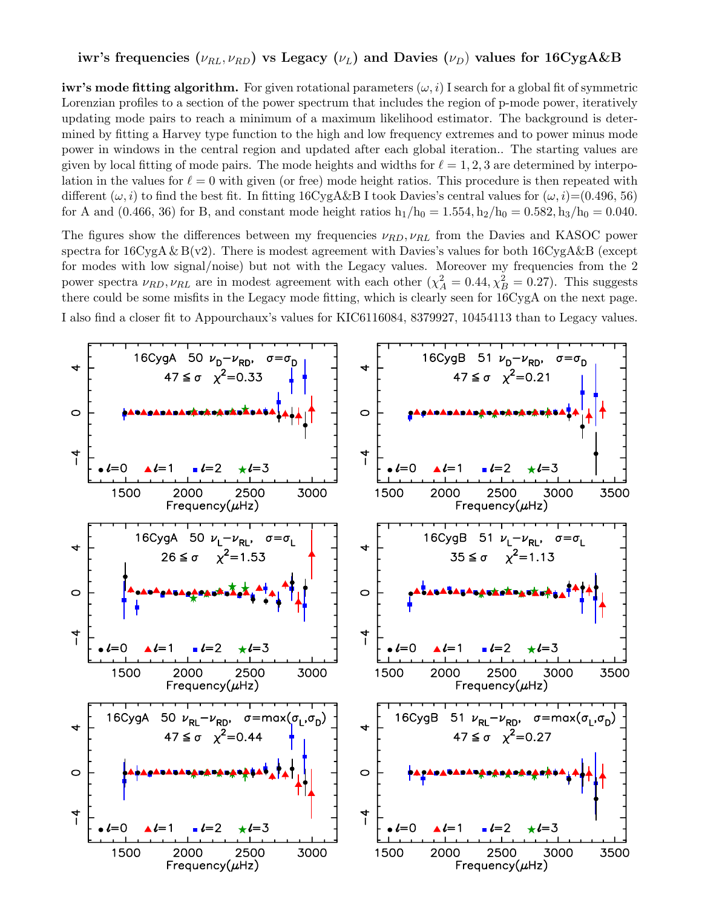# iwr's frequencies ($\nu_{RL}, \nu_{RD}$) vs Legacy ($\nu_L$) and Davies ($\nu_D$) values for 16CygA&B

**iwr's mode fitting algorithm.** For given rotational parameters $(\omega, i)$ I search for a global fit of symmetric Lorenzian profiles to a section of the power spectrum that includes the region of p-mode power, iteratively updating mode pairs to reach a minimum of a maximum likelihood estimator. The background is determined by fitting a Harvey type function to the high and low frequency extremes and to power minus mode power in windows in the central region and updated after each global iteration.. The starting values are given by local fitting of mode pairs. The mode heights and widths for $\ell = 1, 2, 3$ are determined by interpolation in the values for $\ell = 0$ with given (or free) mode height ratios. This procedure is then repeated with different $(\omega, i)$ to find the best fit. In fitting 16CygA&B I took Davies's central values for $(\omega, i)$=(0.496, 56) for A and (0.466, 36) for B, and constant mode height ratios $h_1/h_0 = 1.554, h_2/h_0 = 0.582, h_3/h_0 = 0.040$.

The figures show the differences between my frequencies $\nu_{RD}, \nu_{RL}$ from the Davies and KASOC power spectra for 16CygA & B(v2). There is modest agreement with Davies's values for both 16CygA&B (except for modes with low signal/noise) but not with the Legacy values. Moreover my frequencies from the 2 power spectra $\nu_{RD}, \nu_{RL}$ are in modest agreement with each other ($\chi^2_A = 0.44, \chi^2_B = 0.27$). This suggests there could be some misfits in the Legacy mode fitting, which is clearly seen for 16CygA on the next page.

I also find a closer fit to Appourchaux's values for KIC6116084, 8379927, 10454113 than to Legacy values.

16CygA 50 $\nu_D - \nu_{RD}$, $\sigma = \sigma_D$; $47 \leq \sigma$ $\chi^2 = 0.33$

16CygB 51 $\nu_D - \nu_{RD}$, $\sigma = \sigma_D$; $47 \leq \sigma$ $\chi^2 = 0.21$

16CygA 50 $\nu_L - \nu_{RL}$, $\sigma = \sigma_L$; $26 \leq \sigma$ $\chi^2 = 1.53$

16CygB 51 $\nu_L - \nu_{RL}$, $\sigma = \sigma_L$; $35 \leq \sigma$ $\chi^2 = 1.13$

16CygA 50 $\nu_{RL} - \nu_{RD}$, $\sigma = \max(\sigma_L, \sigma_D)$; $47 \leq \sigma$ $\chi^2 = 0.44$

16CygB 51 $\nu_{RL} - \nu_{RD}$, $\sigma = \max(\sigma_L, \sigma_D)$; $47 \leq \sigma$ $\chi^2 = 0.27$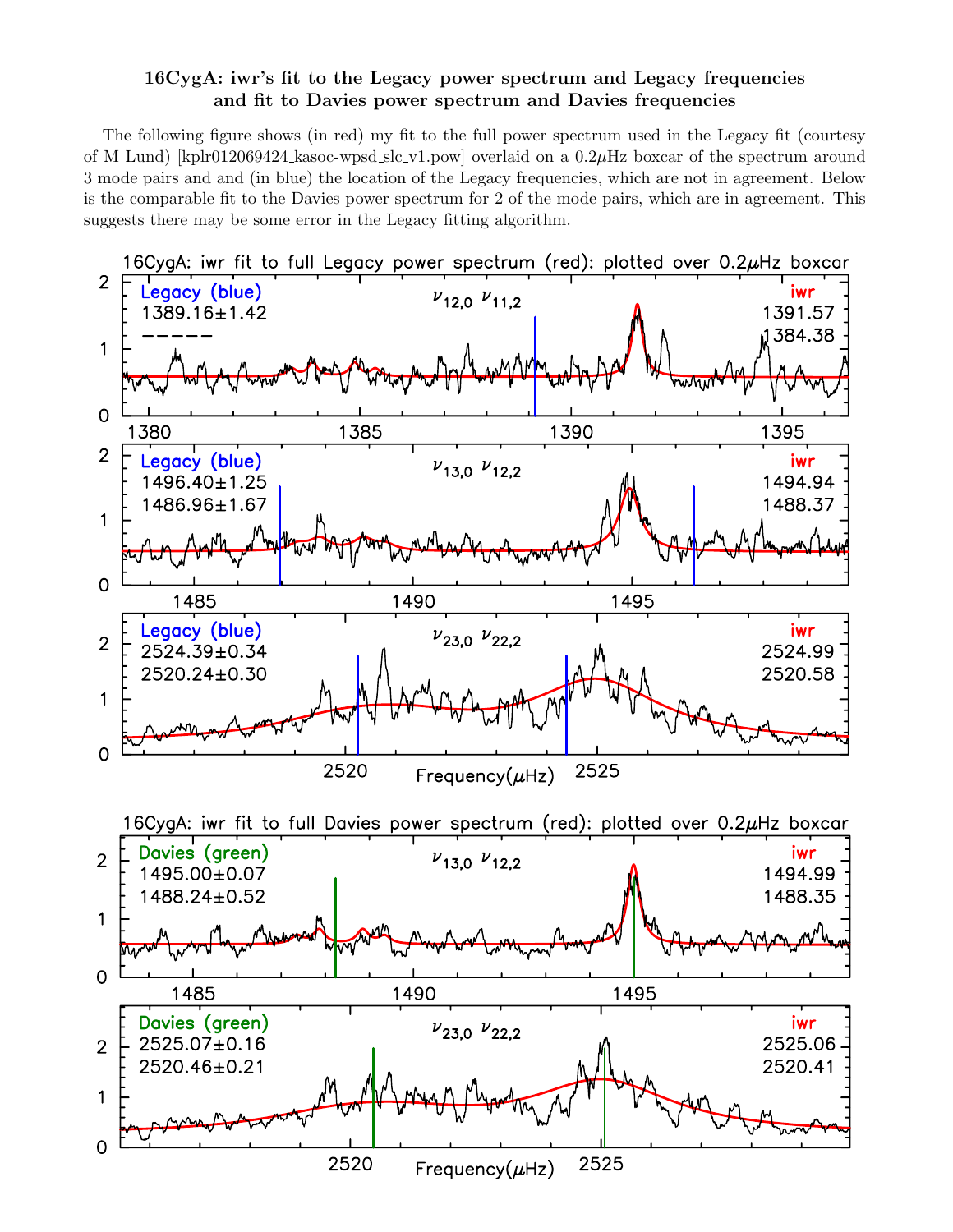## 16CygA: iwr's fit to the Legacy power spectrum and Legacy frequencies and fit to Davies power spectrum and Davies frequencies

The following figure shows (in red) my fit to the full power spectrum used in the Legacy fit (courtesy of M Lund) [kplr012069424_kasoc-wpsd_slc_v1.pow] overlaid on a 0.2$\mu$Hz boxcar of the spectrum around 3 mode pairs and and (in blue) the location of the Legacy frequencies, which are not in agreement. Below is the comparable fit to the Davies power spectrum for 2 of the mode pairs, which are in agreement. This suggests there may be some error in the Legacy fitting algorithm.

16CygA: iwr fit to full Legacy power spectrum (red): plotted over 0.2$\mu$Hz boxcar

| Modes | Legacy (blue) | iwr |
| --- | --- | --- |
| $\nu_{12,0}$ $\nu_{11,2}$ | 1389.16±1.42<br>----- | 1391.57<br>1384.38 |
| $\nu_{13,0}$ $\nu_{12,2}$ | 1496.40±1.25<br>1486.96±1.67 | 1494.94<br>1488.37 |
| $\nu_{23,0}$ $\nu_{22,2}$ | 2524.39±0.34<br>2520.24±0.30 | 2524.99<br>2520.58 |

16CygA: iwr fit to full Davies power spectrum (red): plotted over 0.2$\mu$Hz boxcar

| Modes | Davies (green) | iwr |
| --- | --- | --- |
| $\nu_{13,0}$ $\nu_{12,2}$ | 1495.00±0.07<br>1488.24±0.52 | 1494.99<br>1488.35 |
| $\nu_{23,0}$ $\nu_{22,2}$ | 2525.07±0.16<br>2520.46±0.21 | 2525.06<br>2520.41 |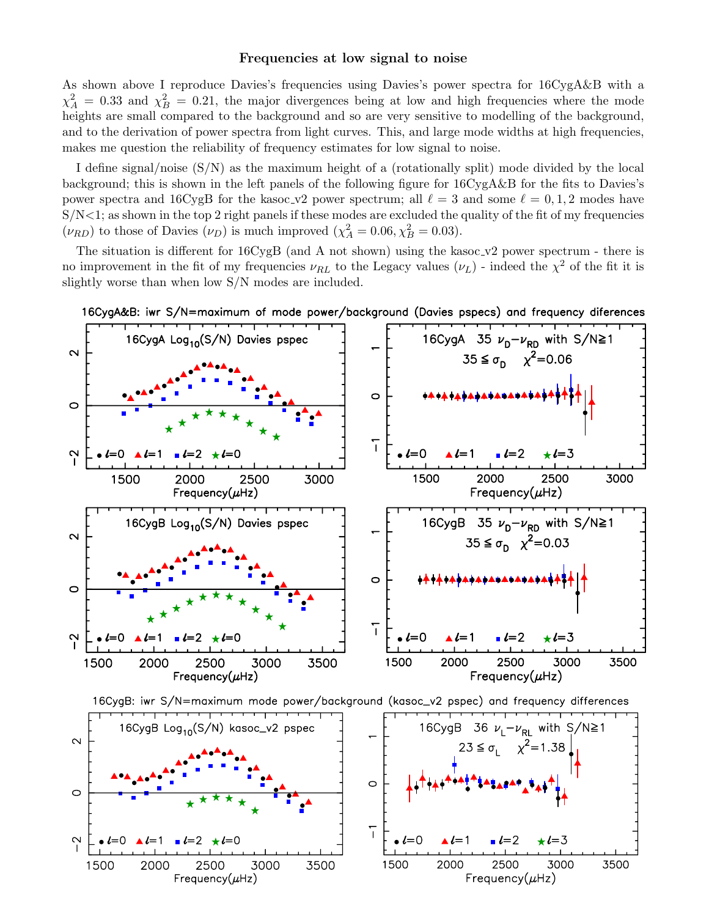### Frequencies at low signal to noise

As shown above I reproduce Davies's frequencies using Davies's power spectra for 16CygA&B with a $\chi^2_A = 0.33$ and $\chi^2_B = 0.21$, the major divergences being at low and high frequencies where the mode heights are small compared to the background and so are very sensitive to modelling of the background, and to the derivation of power spectra from light curves. This, and large mode widths at high frequencies, makes me question the reliability of frequency estimates for low signal to noise.

I define signal/noise (S/N) as the maximum height of a (rotationally split) mode divided by the local background; this is shown in the left panels of the following figure for 16CygA&B for the fits to Davies's power spectra and 16CygB for the kasoc_v2 power spectrum; all $\ell = 3$ and some $\ell = 0, 1, 2$ modes have S/N<1; as shown in the top 2 right panels if these modes are excluded the quality of the fit of my frequencies ($\nu_{RD}$) to those of Davies ($\nu_D$) is much improved ($\chi^2_A = 0.06, \chi^2_B = 0.03$).

The situation is different for 16CygB (and A not shown) using the kasoc_v2 power spectrum - there is no improvement in the fit of my frequencies $\nu_{RL}$ to the Legacy values ($\nu_L$) - indeed the $\chi^2$ of the fit it is slightly worse than when low S/N modes are included.

16CygA&B: iwr S/N=maximum of mode power/background (Davies pspecs) and frequency diferences

16CygB: iwr S/N=maximum mode power/background (kasoc_v2 pspec) and frequency differences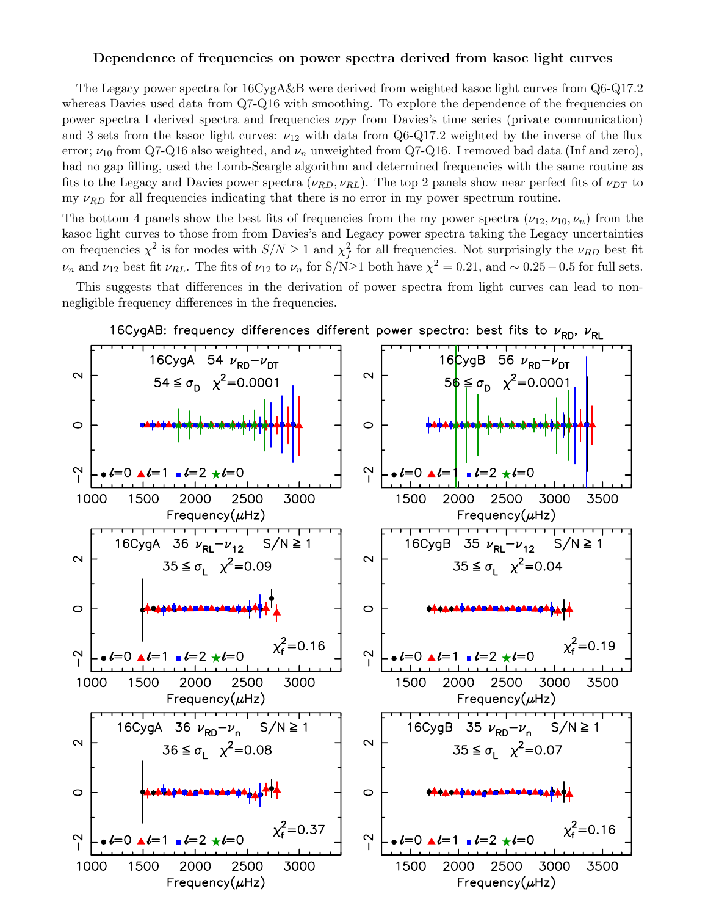## Dependence of frequencies on power spectra derived from kasoc light curves

The Legacy power spectra for 16CygA&B were derived from weighted kasoc light curves from Q6-Q17.2 whereas Davies used data from Q7-Q16 with smoothing. To explore the dependence of the frequencies on power spectra I derived spectra and frequencies $\nu_{DT}$ from Davies's time series (private communication) and 3 sets from the kasoc light curves: $\nu_{12}$ with data from Q6-Q17.2 weighted by the inverse of the flux error; $\nu_{10}$ from Q7-Q16 also weighted, and $\nu_n$ unweighted from Q7-Q16. I removed bad data (Inf and zero), had no gap filling, used the Lomb-Scargle algorithm and determined frequencies with the same routine as fits to the Legacy and Davies power spectra ($\nu_{RD}, \nu_{RL}$). The top 2 panels show near perfect fits of $\nu_{DT}$ to my $\nu_{RD}$ for all frequencies indicating that there is no error in my power spectrum routine.

The bottom 4 panels show the best fits of frequencies from the my power spectra ($\nu_{12}, \nu_{10}, \nu_n$) from the kasoc light curves to those from from Davies's and Legacy power spectra taking the Legacy uncertainties on frequencies $\chi^2$ is for modes with $S/N \geq 1$ and $\chi^2_f$ for all frequencies. Not surprisingly the $\nu_{RD}$ best fit $\nu_n$ and $\nu_{12}$ best fit $\nu_{RL}$. The fits of $\nu_{12}$ to $\nu_n$ for S/N≥1 both have $\chi^2 = 0.21$, and $\sim 0.25 - 0.5$ for full sets.

This suggests that differences in the derivation of power spectra from light curves can lead to non-negligible frequency differences in the frequencies.

16CygAB: frequency differences different power spectra: best fits to $\nu_{RD}$, $\nu_{RL}$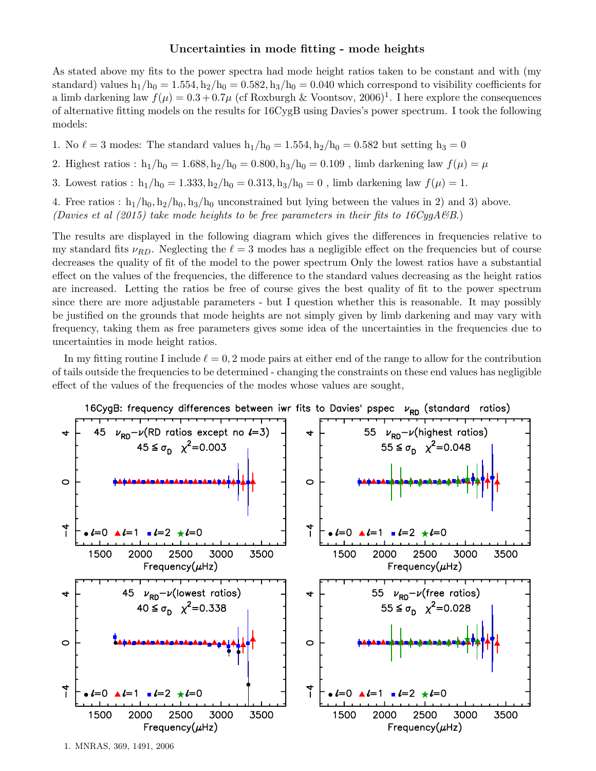### Uncertainties in mode fitting - mode heights

As stated above my fits to the power spectra had mode height ratios taken to be constant and with (my standard) values $h_1/h_0 = 1.554, h_2/h_0 = 0.582, h_3/h_0 = 0.040$ which correspond to visibility coefficients for a limb darkening law $f(\mu) = 0.3 + 0.7\mu$ (cf Roxburgh & Voontsov, 2006)[1]. I here explore the consequences of alternative fitting models on the results for 16CygB using Davies's power spectrum. I took the following models:

1. No $\ell = 3$ modes: The standard values $h_1/h_0 = 1.554, h_2/h_0 = 0.582$ but setting $h_3 = 0$
2. Highest ratios : $h_1/h_0 = 1.688, h_2/h_0 = 0.800, h_3/h_0 = 0.109$ , limb darkening law $f(\mu) = \mu$
3. Lowest ratios : $h_1/h_0 = 1.333, h_2/h_0 = 0.313, h_3/h_0 = 0$ , limb darkening law $f(\mu) = 1$.
4. Free ratios : $h_1/h_0, h_2/h_0, h_3/h_0$ unconstrained but lying between the values in 2) and 3) above. *(Davies et al (2015) take mode heights to be free parameters in their fits to 16CygA&B.)*

The results are displayed in the following diagram which gives the differences in frequencies relative to my standard fits $\nu_{RD}$. Neglecting the $\ell = 3$ modes has a negligible effect on the frequencies but of course decreases the quality of fit of the model to the power spectrum Only the lowest ratios have a substantial effect on the values of the frequencies, the difference to the standard values decreasing as the height ratios are increased. Letting the ratios be free of course gives the best quality of fit to the power spectrum since there are more adjustable parameters - but I question whether this is reasonable. It may possibly be justified on the grounds that mode heights are not simply given by limb darkening and may vary with frequency, taking them as free parameters gives some idea of the uncertainties in the frequencies due to uncertainties in mode height ratios.

In my fitting routine I include $\ell = 0, 2$ mode pairs at either end of the range to allow for the contribution of tails outside the frequencies to be determined - changing the constraints on these end values has negligible effect of the values of the frequencies of the modes whose values are sought,

16CygB: frequency differences between iwr fits to Davies' pspec $\nu_{RD}$ (standard ratios)

1. MNRAS, 369, 1491, 2006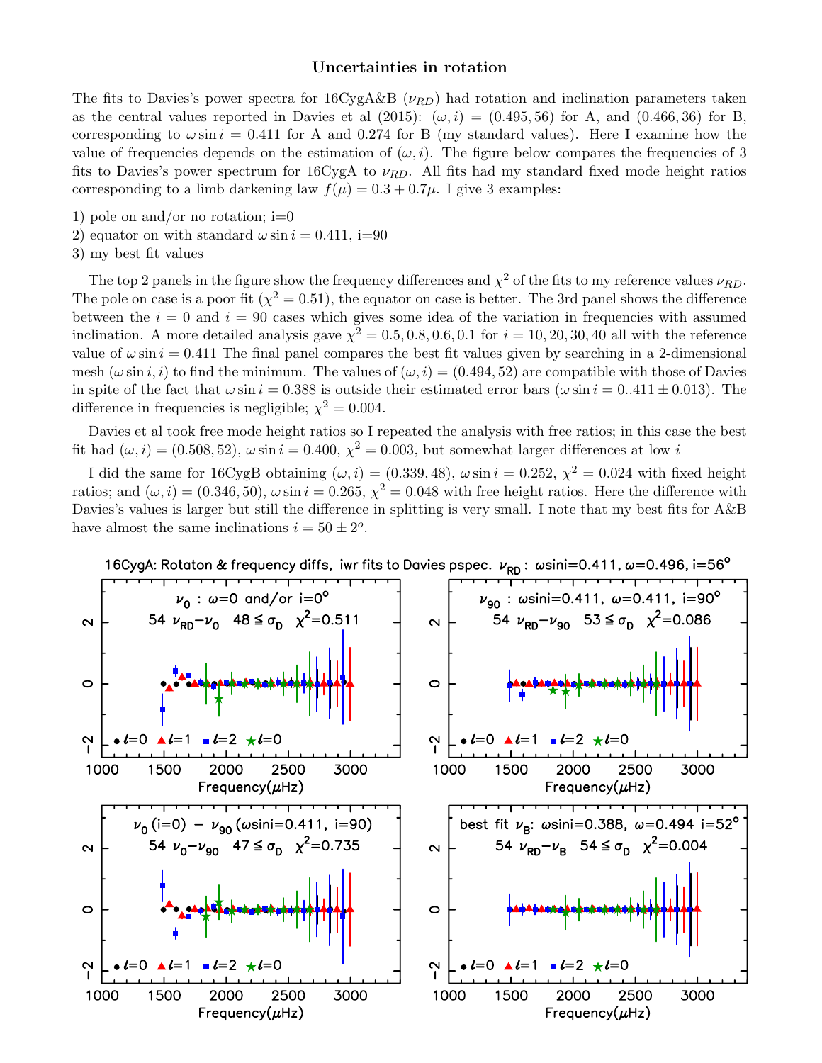## Uncertainties in rotation

The fits to Davies's power spectra for 16CygA&B ($\nu_{RD}$) had rotation and inclination parameters taken as the central values reported in Davies et al (2015): $(\omega, i) = (0.495, 56)$ for A, and $(0.466, 36)$ for B, corresponding to $\omega \sin i = 0.411$ for A and 0.274 for B (my standard values). Here I examine how the value of frequencies depends on the estimation of $(\omega, i)$. The figure below compares the frequencies of 3 fits to Davies's power spectrum for 16CygA to $\nu_{RD}$. All fits had my standard fixed mode height ratios corresponding to a limb darkening law $f(\mu) = 0.3 + 0.7\mu$. I give 3 examples:

1) pole on and/or no rotation; i=0
2) equator on with standard $\omega \sin i = 0.411$, i=90
3) my best fit values

The top 2 panels in the figure show the frequency differences and $\chi^2$ of the fits to my reference values $\nu_{RD}$. The pole on case is a poor fit ($\chi^2 = 0.51$), the equator on case is better. The 3rd panel shows the difference between the $i = 0$ and $i = 90$ cases which gives some idea of the variation in frequencies with assumed inclination. A more detailed analysis gave $\chi^2 = 0.5, 0.8, 0.6, 0.1$ for $i = 10, 20, 30, 40$ all with the reference value of $\omega \sin i = 0.411$ The final panel compares the best fit values given by searching in a 2-dimensional mesh $(\omega \sin i, i)$ to find the minimum. The values of $(\omega, i) = (0.494, 52)$ are compatible with those of Davies in spite of the fact that $\omega \sin i = 0.388$ is outside their estimated error bars ($\omega \sin i = 0..411 \pm 0.013$). The difference in frequencies is negligible; $\chi^2 = 0.004$.

Davies et al took free mode height ratios so I repeated the analysis with free ratios; in this case the best fit had $(\omega, i) = (0.508, 52)$, $\omega \sin i = 0.400$, $\chi^2 = 0.003$, but somewhat larger differences at low $i$

I did the same for 16CygB obtaining $(\omega, i) = (0.339, 48)$, $\omega \sin i = 0.252$, $\chi^2 = 0.024$ with fixed height ratios; and $(\omega, i) = (0.346, 50)$, $\omega \sin i = 0.265$, $\chi^2 = 0.048$ with free height ratios. Here the difference with Davies's values is larger but still the difference in splitting is very small. I note that my best fits for A&B have almost the same inclinations $i = 50 \pm 2^o$.

16CygA: Rotaton & frequency diffs, iwr fits to Davies pspec. $\nu_{RD}$: ωsini=0.411, ω=0.496, i=56°

$\nu_0$ : ω=0 and/or i=0°
54 $\nu_{RD}-\nu_0$ 48 ≤ $\sigma_D$ $\chi^2$=0.511

$\nu_{90}$ : ωsini=0.411, ω=0.411, i=90°
54 $\nu_{RD}-\nu_{90}$ 53 ≤ $\sigma_D$ $\chi^2$=0.086

$\nu_0$ (i=0) − $\nu_{90}$ (ωsini=0.411, i=90)
54 $\nu_0-\nu_{90}$ 47 ≤ $\sigma_D$ $\chi^2$=0.735

best fit $\nu_B$: ωsini=0.388, ω=0.494 i=52°
54 $\nu_{RD}-\nu_B$ 54 ≤ $\sigma_D$ $\chi^2$=0.004

● ℓ=0 ▲ ℓ=1 ■ ℓ=2 ★ ℓ=0

Frequency(μHz)